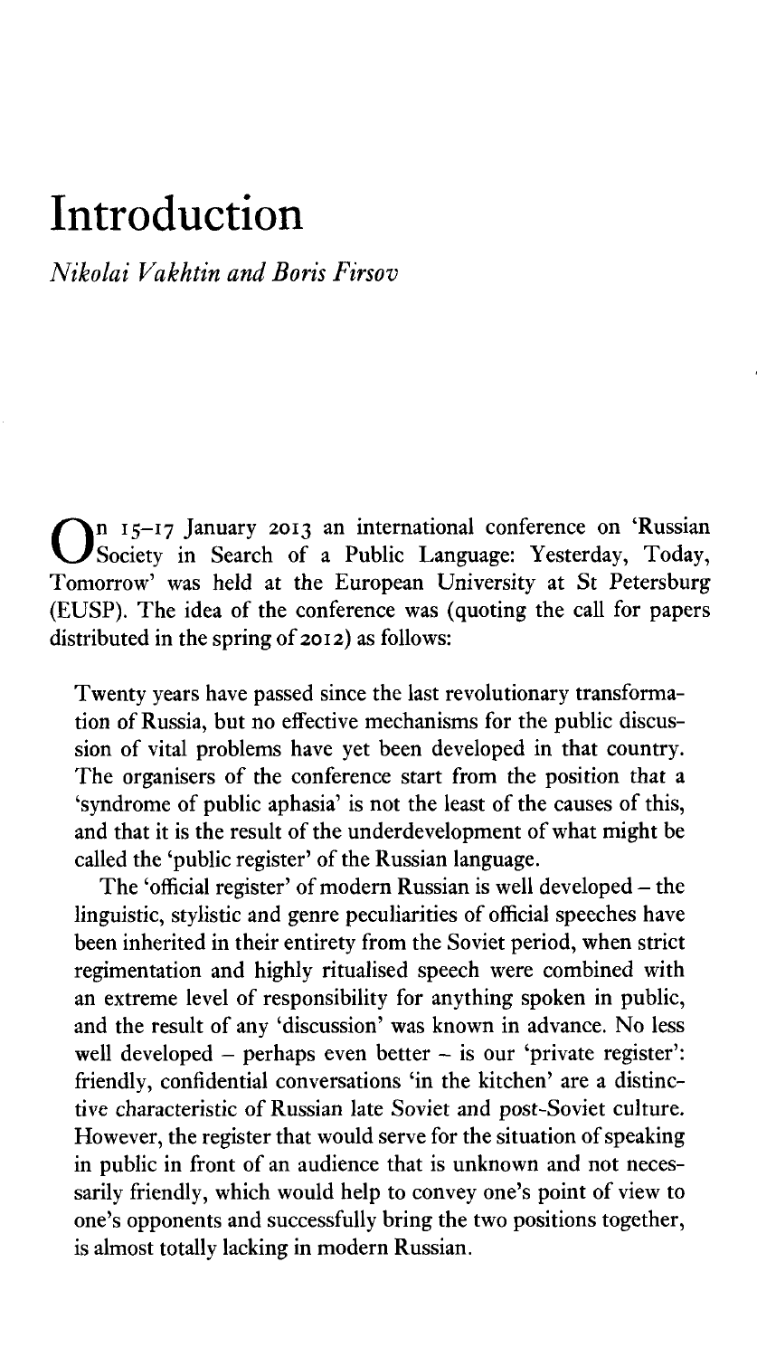# Introduction

*Nikolai Vakhtin and Boris Firsov*

On 15–17 January 2013 an international conference on 'Russian Society in Search of a Public Language: Yesterday, Today, Tomorrow' was held at the European University at St Petersburg (EUSP). The idea of the conference was (quoting the call for papers distributed in the spring of 2012) as follows:

> Twenty years have passed since the last revolutionary transformation of Russia, but no effective mechanisms for the public discussion of vital problems have yet been developed in that country. The organisers of the conference start from the position that a 'syndrome of public aphasia' is not the least of the causes of this, and that it is the result of the underdevelopment of what might be called the 'public register' of the Russian language.
>
> The 'official register' of modern Russian is well developed – the linguistic, stylistic and genre peculiarities of official speeches have been inherited in their entirety from the Soviet period, when strict regimentation and highly ritualised speech were combined with an extreme level of responsibility for anything spoken in public, and the result of any 'discussion' was known in advance. No less well developed – perhaps even better – is our 'private register': friendly, confidential conversations 'in the kitchen' are a distinctive characteristic of Russian late Soviet and post-Soviet culture. However, the register that would serve for the situation of speaking in public in front of an audience that is unknown and not necessarily friendly, which would help to convey one's point of view to one's opponents and successfully bring the two positions together, is almost totally lacking in modern Russian.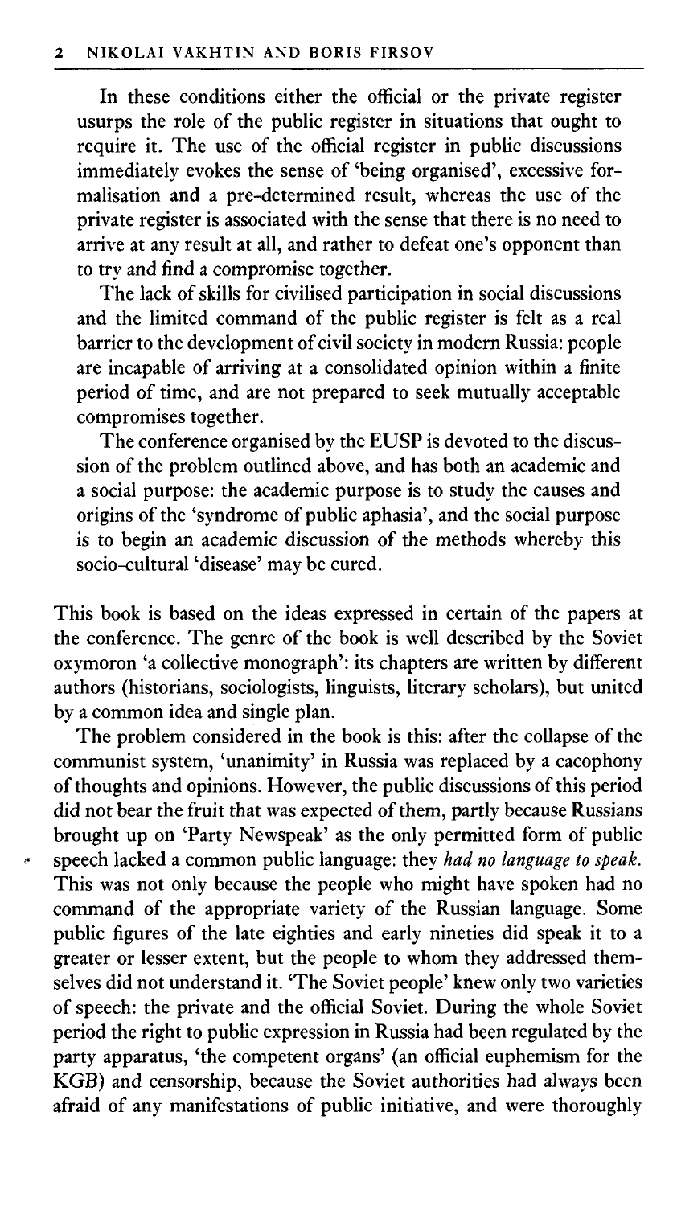In these conditions either the official or the private register usurps the role of the public register in situations that ought to require it. The use of the official register in public discussions immediately evokes the sense of 'being organised', excessive formalisation and a pre-determined result, whereas the use of the private register is associated with the sense that there is no need to arrive at any result at all, and rather to defeat one's opponent than to try and find a compromise together.

The lack of skills for civilised participation in social discussions and the limited command of the public register is felt as a real barrier to the development of civil society in modern Russia: people are incapable of arriving at a consolidated opinion within a finite period of time, and are not prepared to seek mutually acceptable compromises together.

The conference organised by the EUSP is devoted to the discussion of the problem outlined above, and has both an academic and a social purpose: the academic purpose is to study the causes and origins of the 'syndrome of public aphasia', and the social purpose is to begin an academic discussion of the methods whereby this socio-cultural 'disease' may be cured.

This book is based on the ideas expressed in certain of the papers at the conference. The genre of the book is well described by the Soviet oxymoron 'a collective monograph': its chapters are written by different authors (historians, sociologists, linguists, literary scholars), but united by a common idea and single plan.

The problem considered in the book is this: after the collapse of the communist system, 'unanimity' in Russia was replaced by a cacophony of thoughts and opinions. However, the public discussions of this period did not bear the fruit that was expected of them, partly because Russians brought up on 'Party Newspeak' as the only permitted form of public speech lacked a common public language: they *had no language to speak*. This was not only because the people who might have spoken had no command of the appropriate variety of the Russian language. Some public figures of the late eighties and early nineties did speak it to a greater or lesser extent, but the people to whom they addressed themselves did not understand it. 'The Soviet people' knew only two varieties of speech: the private and the official Soviet. During the whole Soviet period the right to public expression in Russia had been regulated by the party apparatus, 'the competent organs' (an official euphemism for the KGB) and censorship, because the Soviet authorities had always been afraid of any manifestations of public initiative, and were thoroughly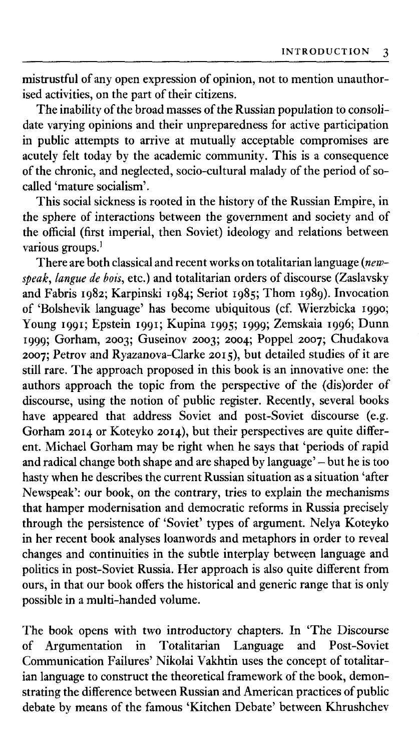mistrustful of any open expression of opinion, not to mention unauthorised activities, on the part of their citizens.

The inability of the broad masses of the Russian population to consolidate varying opinions and their unpreparedness for active participation in public attempts to arrive at mutually acceptable compromises are acutely felt today by the academic community. This is a consequence of the chronic, and neglected, socio-cultural malady of the period of so-called 'mature socialism'.

This social sickness is rooted in the history of the Russian Empire, in the sphere of interactions between the government and society and of the official (first imperial, then Soviet) ideology and relations between various groups.[1]

There are both classical and recent works on totalitarian language (*newspeak*, *langue de bois*, etc.) and totalitarian orders of discourse (Zaslavsky and Fabris 1982; Karpinski 1984; Seriot 1985; Thom 1989). Invocation of 'Bolshevik language' has become ubiquitous (cf. Wierzbicka 1990; Young 1991; Epstein 1991; Kupina 1995; 1999; Zemskaia 1996; Dunn 1999; Gorham, 2003; Guseinov 2003; 2004; Poppel 2007; Chudakova 2007; Petrov and Ryazanova-Clarke 2015), but detailed studies of it are still rare. The approach proposed in this book is an innovative one: the authors approach the topic from the perspective of the (dis)order of discourse, using the notion of public register. Recently, several books have appeared that address Soviet and post-Soviet discourse (e.g. Gorham 2014 or Koteyko 2014), but their perspectives are quite different. Michael Gorham may be right when he says that 'periods of rapid and radical change both shape and are shaped by language' – but he is too hasty when he describes the current Russian situation as a situation 'after Newspeak': our book, on the contrary, tries to explain the mechanisms that hamper modernisation and democratic reforms in Russia precisely through the persistence of 'Soviet' types of argument. Nelya Koteyko in her recent book analyses loanwords and metaphors in order to reveal changes and continuities in the subtle interplay between language and politics in post-Soviet Russia. Her approach is also quite different from ours, in that our book offers the historical and generic range that is only possible in a multi-handed volume.

The book opens with two introductory chapters. In 'The Discourse of Argumentation in Totalitarian Language and Post-Soviet Communication Failures' Nikolai Vakhtin uses the concept of totalitarian language to construct the theoretical framework of the book, demonstrating the difference between Russian and American practices of public debate by means of the famous 'Kitchen Debate' between Khrushchev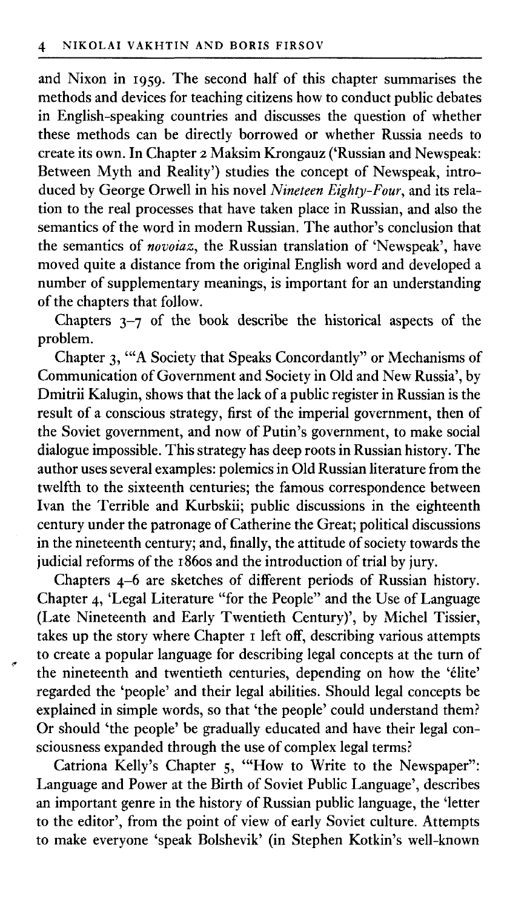and Nixon in 1959. The second half of this chapter summarises the methods and devices for teaching citizens how to conduct public debates in English-speaking countries and discusses the question of whether these methods can be directly borrowed or whether Russia needs to create its own. In Chapter 2 Maksim Krongauz ('Russian and Newspeak: Between Myth and Reality') studies the concept of Newspeak, introduced by George Orwell in his novel *Nineteen Eighty-Four*, and its relation to the real processes that have taken place in Russian, and also the semantics of the word in modern Russian. The author's conclusion that the semantics of *novoiaz*, the Russian translation of 'Newspeak', have moved quite a distance from the original English word and developed a number of supplementary meanings, is important for an understanding of the chapters that follow.

Chapters 3–7 of the book describe the historical aspects of the problem.

Chapter 3, '"A Society that Speaks Concordantly" or Mechanisms of Communication of Government and Society in Old and New Russia', by Dmitrii Kalugin, shows that the lack of a public register in Russian is the result of a conscious strategy, first of the imperial government, then of the Soviet government, and now of Putin's government, to make social dialogue impossible. This strategy has deep roots in Russian history. The author uses several examples: polemics in Old Russian literature from the twelfth to the sixteenth centuries; the famous correspondence between Ivan the Terrible and Kurbskii; public discussions in the eighteenth century under the patronage of Catherine the Great; political discussions in the nineteenth century; and, finally, the attitude of society towards the judicial reforms of the 1860s and the introduction of trial by jury.

Chapters 4–6 are sketches of different periods of Russian history. Chapter 4, 'Legal Literature "for the People" and the Use of Language (Late Nineteenth and Early Twentieth Century)', by Michel Tissier, takes up the story where Chapter 1 left off, describing various attempts to create a popular language for describing legal concepts at the turn of the nineteenth and twentieth centuries, depending on how the 'élite' regarded the 'people' and their legal abilities. Should legal concepts be explained in simple words, so that 'the people' could understand them? Or should 'the people' be gradually educated and have their legal consciousness expanded through the use of complex legal terms?

Catriona Kelly's Chapter 5, '"How to Write to the Newspaper": Language and Power at the Birth of Soviet Public Language', describes an important genre in the history of Russian public language, the 'letter to the editor', from the point of view of early Soviet culture. Attempts to make everyone 'speak Bolshevik' (in Stephen Kotkin's well-known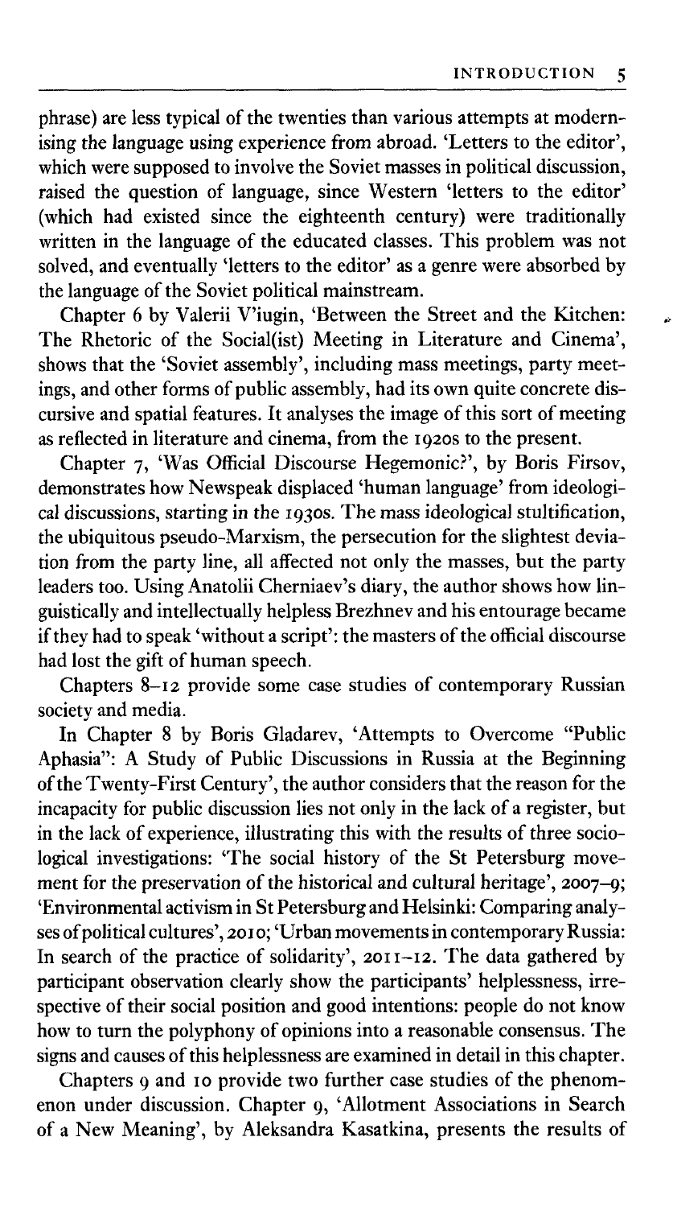phrase) are less typical of the twenties than various attempts at modernising the language using experience from abroad. 'Letters to the editor', which were supposed to involve the Soviet masses in political discussion, raised the question of language, since Western 'letters to the editor' (which had existed since the eighteenth century) were traditionally written in the language of the educated classes. This problem was not solved, and eventually 'letters to the editor' as a genre were absorbed by the language of the Soviet political mainstream.

Chapter 6 by Valerii V'iugin, 'Between the Street and the Kitchen: The Rhetoric of the Social(ist) Meeting in Literature and Cinema', shows that the 'Soviet assembly', including mass meetings, party meetings, and other forms of public assembly, had its own quite concrete discursive and spatial features. It analyses the image of this sort of meeting as reflected in literature and cinema, from the 1920s to the present.

Chapter 7, 'Was Official Discourse Hegemonic?', by Boris Firsov, demonstrates how Newspeak displaced 'human language' from ideological discussions, starting in the 1930s. The mass ideological stultification, the ubiquitous pseudo-Marxism, the persecution for the slightest deviation from the party line, all affected not only the masses, but the party leaders too. Using Anatolii Cherniaev's diary, the author shows how linguistically and intellectually helpless Brezhnev and his entourage became if they had to speak 'without a script': the masters of the official discourse had lost the gift of human speech.

Chapters 8–12 provide some case studies of contemporary Russian society and media.

In Chapter 8 by Boris Gladarev, 'Attempts to Overcome "Public Aphasia": A Study of Public Discussions in Russia at the Beginning of the Twenty-First Century', the author considers that the reason for the incapacity for public discussion lies not only in the lack of a register, but in the lack of experience, illustrating this with the results of three sociological investigations: 'The social history of the St Petersburg movement for the preservation of the historical and cultural heritage', 2007–9; 'Environmental activism in St Petersburg and Helsinki: Comparing analyses of political cultures', 2010; 'Urban movements in contemporary Russia: In search of the practice of solidarity', 2011–12. The data gathered by participant observation clearly show the participants' helplessness, irrespective of their social position and good intentions: people do not know how to turn the polyphony of opinions into a reasonable consensus. The signs and causes of this helplessness are examined in detail in this chapter.

Chapters 9 and 10 provide two further case studies of the phenomenon under discussion. Chapter 9, 'Allotment Associations in Search of a New Meaning', by Aleksandra Kasatkina, presents the results of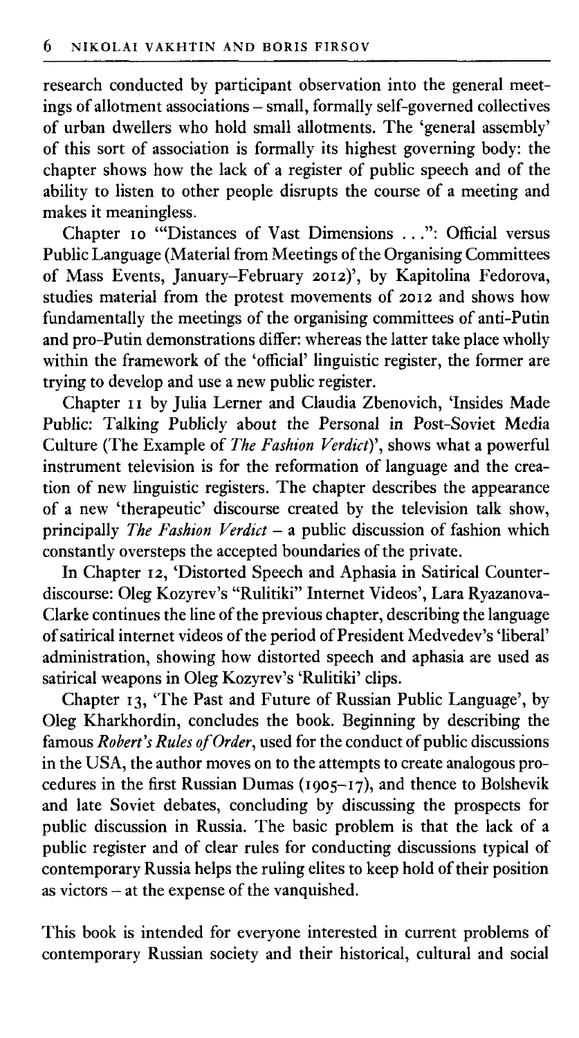research conducted by participant observation into the general meetings of allotment associations – small, formally self-governed collectives of urban dwellers who hold small allotments. The 'general assembly' of this sort of association is formally its highest governing body: the chapter shows how the lack of a register of public speech and of the ability to listen to other people disrupts the course of a meeting and makes it meaningless.

Chapter 10 '"Distances of Vast Dimensions . . .": Official versus Public Language (Material from Meetings of the Organising Committees of Mass Events, January–February 2012)', by Kapitolina Fedorova, studies material from the protest movements of 2012 and shows how fundamentally the meetings of the organising committees of anti-Putin and pro-Putin demonstrations differ: whereas the latter take place wholly within the framework of the 'official' linguistic register, the former are trying to develop and use a new public register.

Chapter 11 by Julia Lerner and Claudia Zbenovich, 'Insides Made Public: Talking Publicly about the Personal in Post-Soviet Media Culture (The Example of *The Fashion Verdict*)', shows what a powerful instrument television is for the reformation of language and the creation of new linguistic registers. The chapter describes the appearance of a new 'therapeutic' discourse created by the television talk show, principally *The Fashion Verdict* – a public discussion of fashion which constantly oversteps the accepted boundaries of the private.

In Chapter 12, 'Distorted Speech and Aphasia in Satirical Counter-discourse: Oleg Kozyrev's "Rulitiki" Internet Videos', Lara Ryazanova-Clarke continues the line of the previous chapter, describing the language of satirical internet videos of the period of President Medvedev's 'liberal' administration, showing how distorted speech and aphasia are used as satirical weapons in Oleg Kozyrev's 'Rulitiki' clips.

Chapter 13, 'The Past and Future of Russian Public Language', by Oleg Kharkhordin, concludes the book. Beginning by describing the famous *Robert's Rules of Order*, used for the conduct of public discussions in the USA, the author moves on to the attempts to create analogous procedures in the first Russian Dumas (1905–17), and thence to Bolshevik and late Soviet debates, concluding by discussing the prospects for public discussion in Russia. The basic problem is that the lack of a public register and of clear rules for conducting discussions typical of contemporary Russia helps the ruling elites to keep hold of their position as victors – at the expense of the vanquished.

This book is intended for everyone interested in current problems of contemporary Russian society and their historical, cultural and social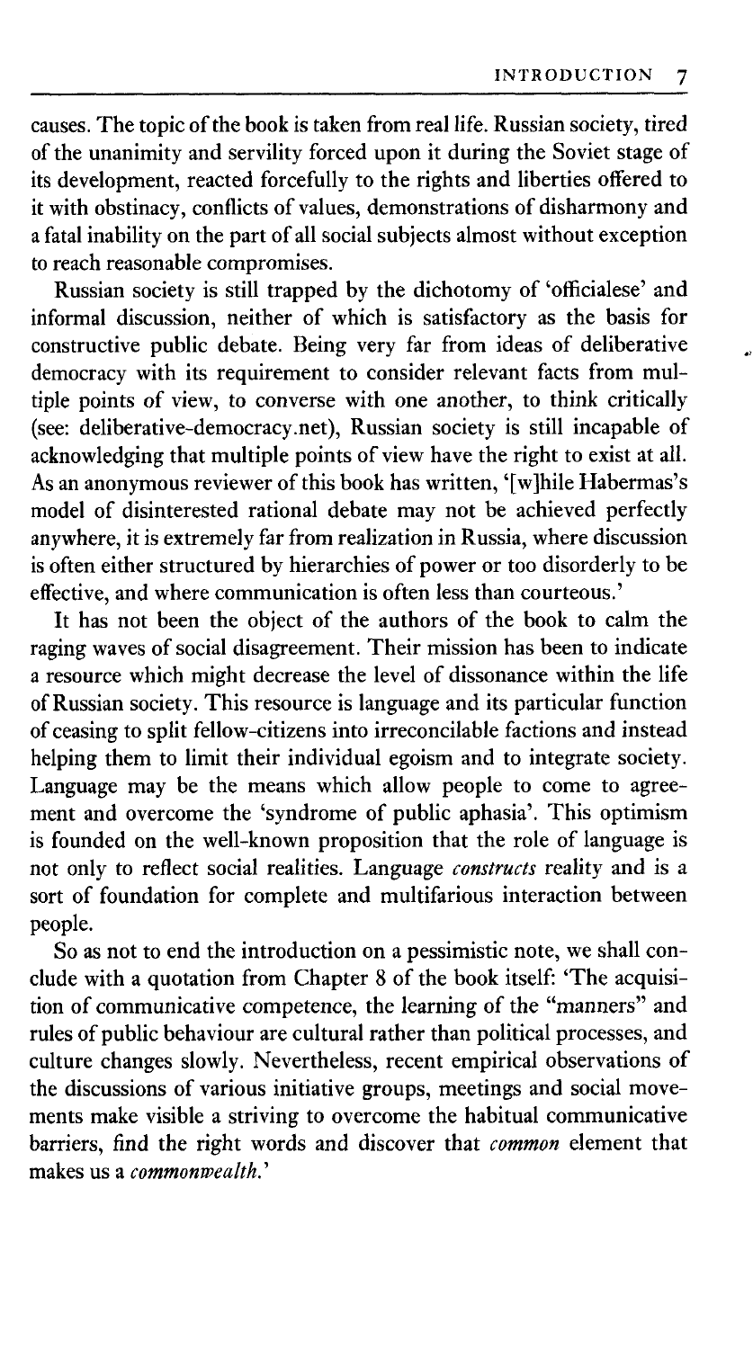causes. The topic of the book is taken from real life. Russian society, tired of the unanimity and servility forced upon it during the Soviet stage of its development, reacted forcefully to the rights and liberties offered to it with obstinacy, conflicts of values, demonstrations of disharmony and a fatal inability on the part of all social subjects almost without exception to reach reasonable compromises.

Russian society is still trapped by the dichotomy of 'officialese' and informal discussion, neither of which is satisfactory as the basis for constructive public debate. Being very far from ideas of deliberative democracy with its requirement to consider relevant facts from multiple points of view, to converse with one another, to think critically (see: deliberative-democracy.net), Russian society is still incapable of acknowledging that multiple points of view have the right to exist at all. As an anonymous reviewer of this book has written, '[w]hile Habermas's model of disinterested rational debate may not be achieved perfectly anywhere, it is extremely far from realization in Russia, where discussion is often either structured by hierarchies of power or too disorderly to be effective, and where communication is often less than courteous.'

It has not been the object of the authors of the book to calm the raging waves of social disagreement. Their mission has been to indicate a resource which might decrease the level of dissonance within the life of Russian society. This resource is language and its particular function of ceasing to split fellow-citizens into irreconcilable factions and instead helping them to limit their individual egoism and to integrate society. Language may be the means which allow people to come to agreement and overcome the 'syndrome of public aphasia'. This optimism is founded on the well-known proposition that the role of language is not only to reflect social realities. Language *constructs* reality and is a sort of foundation for complete and multifarious interaction between people.

So as not to end the introduction on a pessimistic note, we shall conclude with a quotation from Chapter 8 of the book itself: 'The acquisition of communicative competence, the learning of the "manners" and rules of public behaviour are cultural rather than political processes, and culture changes slowly. Nevertheless, recent empirical observations of the discussions of various initiative groups, meetings and social movements make visible a striving to overcome the habitual communicative barriers, find the right words and discover that *common* element that makes us a *commonwealth*.'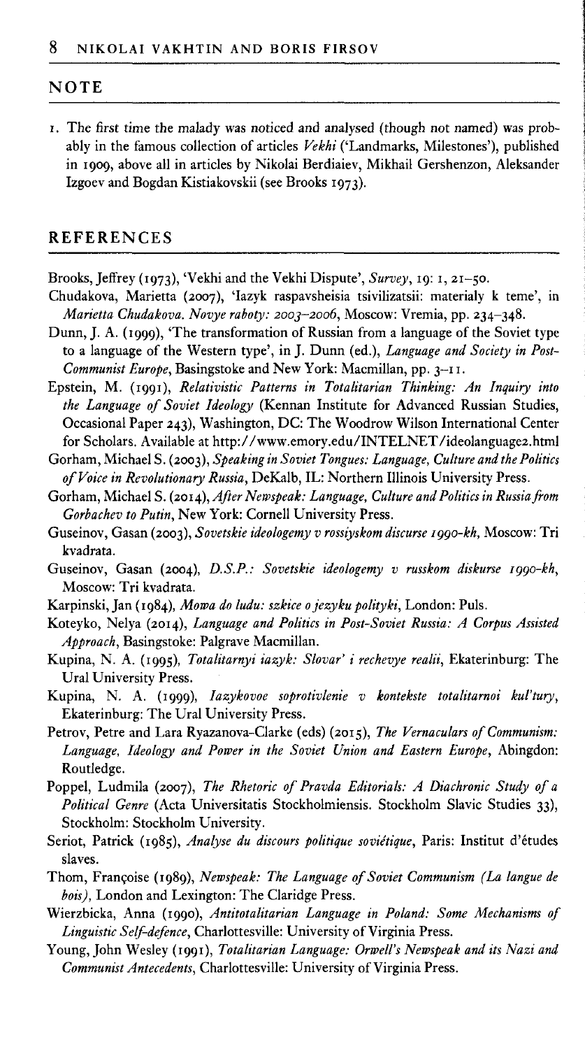## NOTE

1. The first time the malady was noticed and analysed (though not named) was probably in the famous collection of articles *Vekhi* ('Landmarks, Milestones'), published in 1909, above all in articles by Nikolai Berdiaiev, Mikhail Gershenzon, Aleksander Izgoev and Bogdan Kistiakovskii (see Brooks 1973).

## REFERENCES

Brooks, Jeffrey (1973), 'Vekhi and the Vekhi Dispute', *Survey*, 19: 1, 21–50.

Chudakova, Marietta (2007), 'Iazyk raspavsheisia tsivilizatsii: materialy k teme', in *Marietta Chudakova. Novye raboty: 2003–2006*, Moscow: Vremia, pp. 234–348.

Dunn, J. A. (1999), 'The transformation of Russian from a language of the Soviet type to a language of the Western type', in J. Dunn (ed.), *Language and Society in Post-Communist Europe*, Basingstoke and New York: Macmillan, pp. 3–11.

Epstein, M. (1991), *Relativistic Patterns in Totalitarian Thinking: An Inquiry into the Language of Soviet Ideology* (Kennan Institute for Advanced Russian Studies, Occasional Paper 243), Washington, DC: The Woodrow Wilson International Center for Scholars. Available at http://www.emory.edu/INTELNET/ideolanguage2.html

Gorham, Michael S. (2003), *Speaking in Soviet Tongues: Language, Culture and the Politics of Voice in Revolutionary Russia*, DeKalb, IL: Northern Illinois University Press.

Gorham, Michael S. (2014), *After Newspeak: Language, Culture and Politics in Russia from Gorbachev to Putin*, New York: Cornell University Press.

Guseinov, Gasan (2003), *Sovetskie ideologemy v rossiyskom discurse 1990-kh*, Moscow: Tri kvadrata.

Guseinov, Gasan (2004), *D.S.P.: Sovetskie ideologemy v russkom diskurse 1990-kh*, Moscow: Tri kvadrata.

Karpinski, Jan (1984), *Mowa do ludu: szkice o jezyku polityki*, London: Puls.

Koteyko, Nelya (2014), *Language and Politics in Post-Soviet Russia: A Corpus Assisted Approach*, Basingstoke: Palgrave Macmillan.

Kupina, N. A. (1995), *Totalitarnyi iazyk: Slovar' i rechevye realii*, Ekaterinburg: The Ural University Press.

Kupina, N. A. (1999), *Iazykovoe soprotivlenie v kontekste totalitarnoi kul'tury*, Ekaterinburg: The Ural University Press.

Petrov, Petre and Lara Ryazanova-Clarke (eds) (2015), *The Vernaculars of Communism: Language, Ideology and Power in the Soviet Union and Eastern Europe*, Abingdon: Routledge.

Poppel, Ludmila (2007), *The Rhetoric of Pravda Editorials: A Diachronic Study of a Political Genre* (Acta Universitatis Stockholmiensis. Stockholm Slavic Studies 33), Stockholm: Stockholm University.

Seriot, Patrick (1985), *Analyse du discours politique soviétique*, Paris: Institut d'études slaves.

Thom, Françoise (1989), *Newspeak: The Language of Soviet Communism (La langue de bois)*, London and Lexington: The Claridge Press.

Wierzbicka, Anna (1990), *Antitotalitarian Language in Poland: Some Mechanisms of Linguistic Self-defence*, Charlottesville: University of Virginia Press.

Young, John Wesley (1991), *Totalitarian Language: Orwell's Newspeak and its Nazi and Communist Antecedents*, Charlottesville: University of Virginia Press.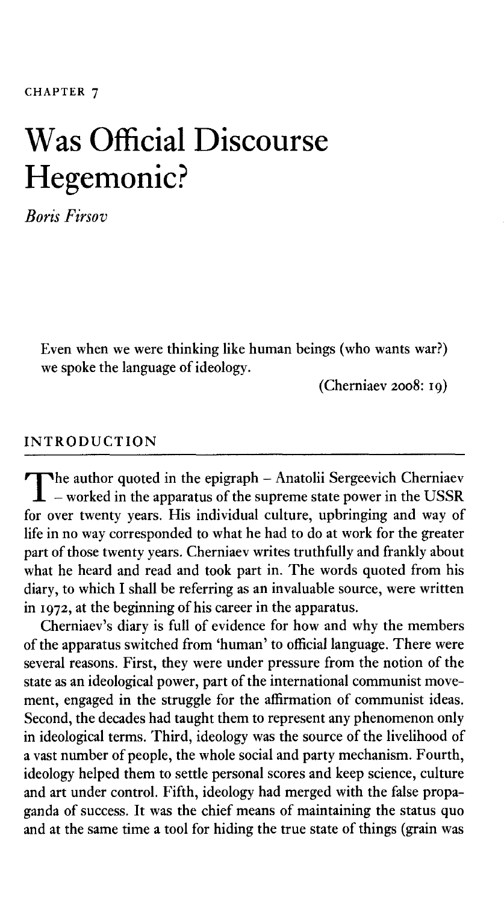CHAPTER 7

# Was Official Discourse Hegemonic?

*Boris Firsov*

> Even when we were thinking like human beings (who wants war?) we spoke the language of ideology.
>
> (Cherniaev 2008: 19)

## INTRODUCTION

The author quoted in the epigraph – Anatolii Sergeevich Cherniaev – worked in the apparatus of the supreme state power in the USSR for over twenty years. His individual culture, upbringing and way of life in no way corresponded to what he had to do at work for the greater part of those twenty years. Cherniaev writes truthfully and frankly about what he heard and read and took part in. The words quoted from his diary, to which I shall be referring as an invaluable source, were written in 1972, at the beginning of his career in the apparatus.

Cherniaev's diary is full of evidence for how and why the members of the apparatus switched from 'human' to official language. There were several reasons. First, they were under pressure from the notion of the state as an ideological power, part of the international communist movement, engaged in the struggle for the affirmation of communist ideas. Second, the decades had taught them to represent any phenomenon only in ideological terms. Third, ideology was the source of the livelihood of a vast number of people, the whole social and party mechanism. Fourth, ideology helped them to settle personal scores and keep science, culture and art under control. Fifth, ideology had merged with the false propaganda of success. It was the chief means of maintaining the status quo and at the same time a tool for hiding the true state of things (grain was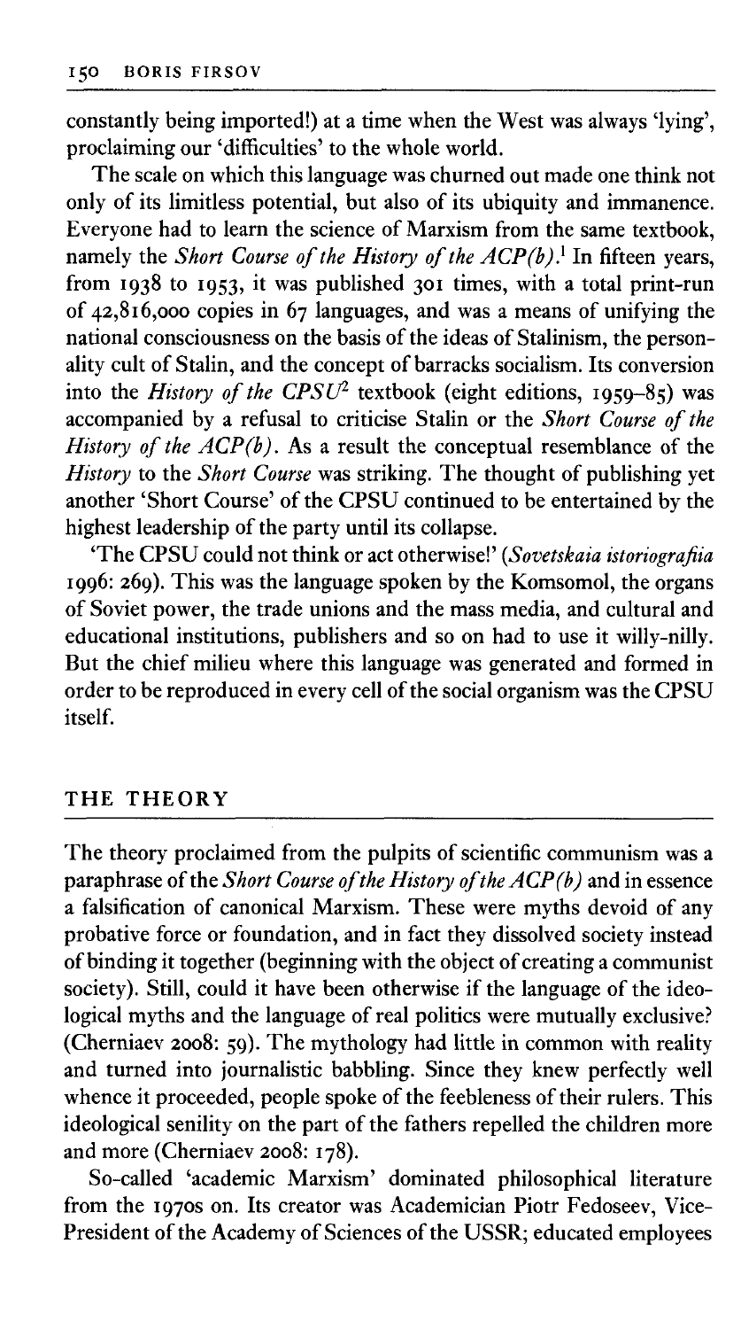constantly being imported!) at a time when the West was always 'lying', proclaiming our 'difficulties' to the whole world.

The scale on which this language was churned out made one think not only of its limitless potential, but also of its ubiquity and immanence. Everyone had to learn the science of Marxism from the same textbook, namely the *Short Course of the History of the ACP(b)*.[1] In fifteen years, from 1938 to 1953, it was published 301 times, with a total print-run of 42,816,000 copies in 67 languages, and was a means of unifying the national consciousness on the basis of the ideas of Stalinism, the personality cult of Stalin, and the concept of barracks socialism. Its conversion into the *History of the CPSU*[2] textbook (eight editions, 1959–85) was accompanied by a refusal to criticise Stalin or the *Short Course of the History of the ACP(b)*. As a result the conceptual resemblance of the *History* to the *Short Course* was striking. The thought of publishing yet another 'Short Course' of the CPSU continued to be entertained by the highest leadership of the party until its collapse.

'The CPSU could not think or act otherwise!' (*Sovetskaia istoriografiia* 1996: 269). This was the language spoken by the Komsomol, the organs of Soviet power, the trade unions and the mass media, and cultural and educational institutions, publishers and so on had to use it willy-nilly. But the chief milieu where this language was generated and formed in order to be reproduced in every cell of the social organism was the CPSU itself.

## THE THEORY

The theory proclaimed from the pulpits of scientific communism was a paraphrase of the *Short Course of the History of the ACP(b)* and in essence a falsification of canonical Marxism. These were myths devoid of any probative force or foundation, and in fact they dissolved society instead of binding it together (beginning with the object of creating a communist society). Still, could it have been otherwise if the language of the ideological myths and the language of real politics were mutually exclusive? (Cherniaev 2008: 59). The mythology had little in common with reality and turned into journalistic babbling. Since they knew perfectly well whence it proceeded, people spoke of the feebleness of their rulers. This ideological senility on the part of the fathers repelled the children more and more (Cherniaev 2008: 178).

So-called 'academic Marxism' dominated philosophical literature from the 1970s on. Its creator was Academician Piotr Fedoseev, Vice-President of the Academy of Sciences of the USSR; educated employees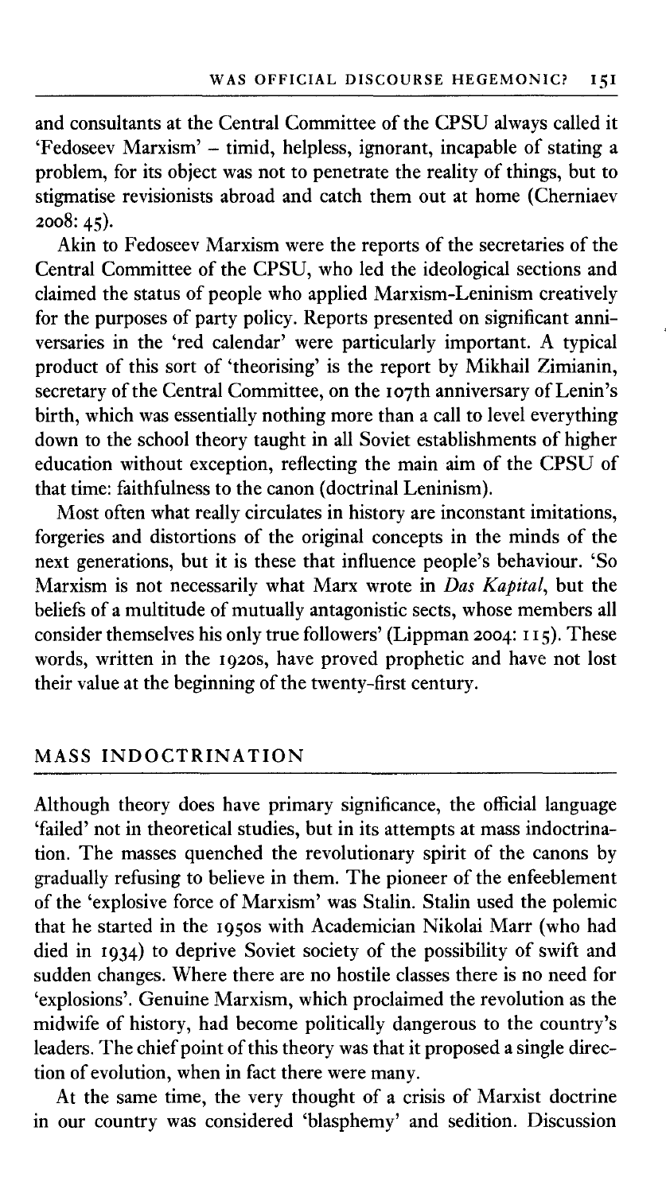and consultants at the Central Committee of the CPSU always called it 'Fedoseev Marxism' – timid, helpless, ignorant, incapable of stating a problem, for its object was not to penetrate the reality of things, but to stigmatise revisionists abroad and catch them out at home (Cherniaev 2008: 45).

Akin to Fedoseev Marxism were the reports of the secretaries of the Central Committee of the CPSU, who led the ideological sections and claimed the status of people who applied Marxism-Leninism creatively for the purposes of party policy. Reports presented on significant anniversaries in the 'red calendar' were particularly important. A typical product of this sort of 'theorising' is the report by Mikhail Zimianin, secretary of the Central Committee, on the 107th anniversary of Lenin's birth, which was essentially nothing more than a call to level everything down to the school theory taught in all Soviet establishments of higher education without exception, reflecting the main aim of the CPSU of that time: faithfulness to the canon (doctrinal Leninism).

Most often what really circulates in history are inconstant imitations, forgeries and distortions of the original concepts in the minds of the next generations, but it is these that influence people's behaviour. 'So Marxism is not necessarily what Marx wrote in *Das Kapital*, but the beliefs of a multitude of mutually antagonistic sects, whose members all consider themselves his only true followers' (Lippman 2004: 115). These words, written in the 1920s, have proved prophetic and have not lost their value at the beginning of the twenty-first century.

## MASS INDOCTRINATION

Although theory does have primary significance, the official language 'failed' not in theoretical studies, but in its attempts at mass indoctrination. The masses quenched the revolutionary spirit of the canons by gradually refusing to believe in them. The pioneer of the enfeeblement of the 'explosive force of Marxism' was Stalin. Stalin used the polemic that he started in the 1950s with Academician Nikolai Marr (who had died in 1934) to deprive Soviet society of the possibility of swift and sudden changes. Where there are no hostile classes there is no need for 'explosions'. Genuine Marxism, which proclaimed the revolution as the midwife of history, had become politically dangerous to the country's leaders. The chief point of this theory was that it proposed a single direction of evolution, when in fact there were many.

At the same time, the very thought of a crisis of Marxist doctrine in our country was considered 'blasphemy' and sedition. Discussion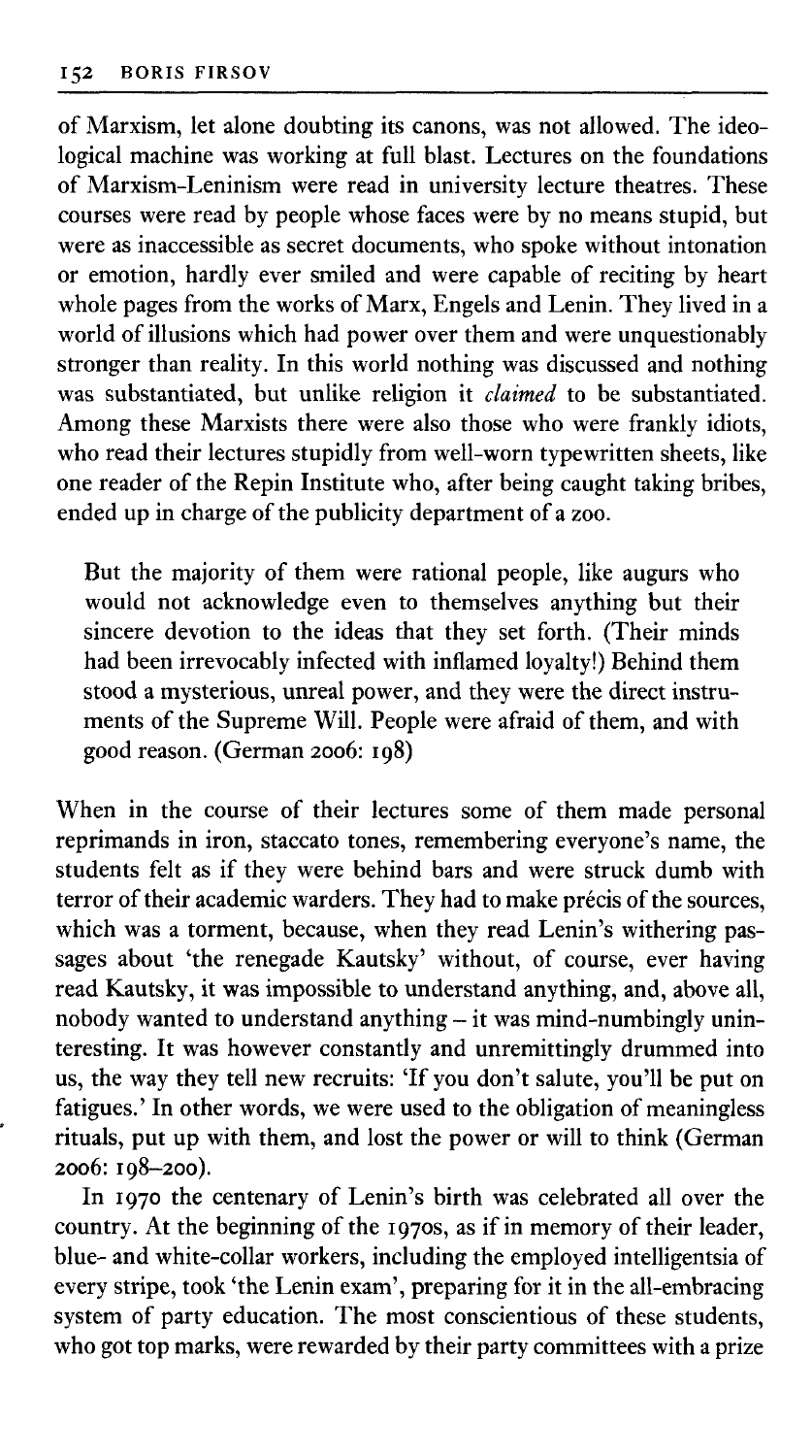of Marxism, let alone doubting its canons, was not allowed. The ideological machine was working at full blast. Lectures on the foundations of Marxism-Leninism were read in university lecture theatres. These courses were read by people whose faces were by no means stupid, but were as inaccessible as secret documents, who spoke without intonation or emotion, hardly ever smiled and were capable of reciting by heart whole pages from the works of Marx, Engels and Lenin. They lived in a world of illusions which had power over them and were unquestionably stronger than reality. In this world nothing was discussed and nothing was substantiated, but unlike religion it *claimed* to be substantiated. Among these Marxists there were also those who were frankly idiots, who read their lectures stupidly from well-worn typewritten sheets, like one reader of the Repin Institute who, after being caught taking bribes, ended up in charge of the publicity department of a zoo.

> But the majority of them were rational people, like augurs who would not acknowledge even to themselves anything but their sincere devotion to the ideas that they set forth. (Their minds had been irrevocably infected with inflamed loyalty!) Behind them stood a mysterious, unreal power, and they were the direct instruments of the Supreme Will. People were afraid of them, and with good reason. (German 2006: 198)

When in the course of their lectures some of them made personal reprimands in iron, staccato tones, remembering everyone's name, the students felt as if they were behind bars and were struck dumb with terror of their academic warders. They had to make précis of the sources, which was a torment, because, when they read Lenin's withering passages about 'the renegade Kautsky' without, of course, ever having read Kautsky, it was impossible to understand anything, and, above all, nobody wanted to understand anything – it was mind-numbingly uninteresting. It was however constantly and unremittingly drummed into us, the way they tell new recruits: 'If you don't salute, you'll be put on fatigues.' In other words, we were used to the obligation of meaningless rituals, put up with them, and lost the power or will to think (German 2006: 198–200).

In 1970 the centenary of Lenin's birth was celebrated all over the country. At the beginning of the 1970s, as if in memory of their leader, blue- and white-collar workers, including the employed intelligentsia of every stripe, took 'the Lenin exam', preparing for it in the all-embracing system of party education. The most conscientious of these students, who got top marks, were rewarded by their party committees with a prize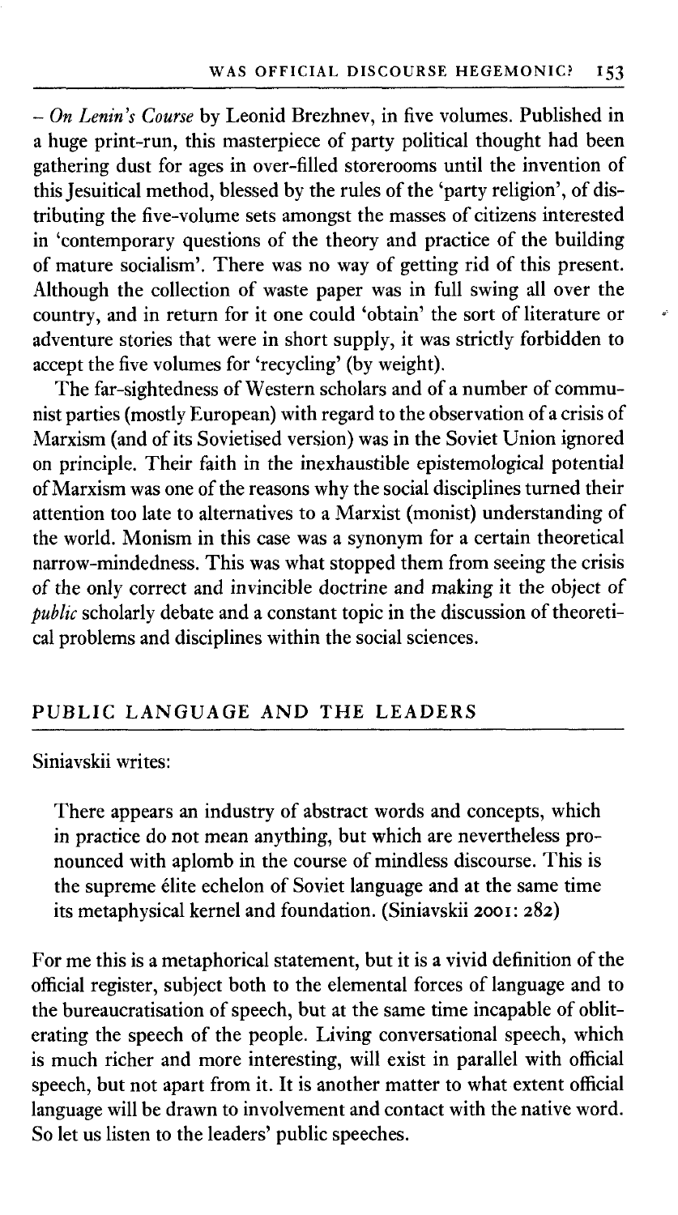– *On Lenin's Course* by Leonid Brezhnev, in five volumes. Published in a huge print-run, this masterpiece of party political thought had been gathering dust for ages in over-filled storerooms until the invention of this Jesuitical method, blessed by the rules of the 'party religion', of distributing the five-volume sets amongst the masses of citizens interested in 'contemporary questions of the theory and practice of the building of mature socialism'. There was no way of getting rid of this present. Although the collection of waste paper was in full swing all over the country, and in return for it one could 'obtain' the sort of literature or adventure stories that were in short supply, it was strictly forbidden to accept the five volumes for 'recycling' (by weight).

The far-sightedness of Western scholars and of a number of communist parties (mostly European) with regard to the observation of a crisis of Marxism (and of its Sovietised version) was in the Soviet Union ignored on principle. Their faith in the inexhaustible epistemological potential of Marxism was one of the reasons why the social disciplines turned their attention too late to alternatives to a Marxist (monist) understanding of the world. Monism in this case was a synonym for a certain theoretical narrow-mindedness. This was what stopped them from seeing the crisis of the only correct and invincible doctrine and making it the object of *public* scholarly debate and a constant topic in the discussion of theoretical problems and disciplines within the social sciences.

## PUBLIC LANGUAGE AND THE LEADERS

Siniavskii writes:

> There appears an industry of abstract words and concepts, which in practice do not mean anything, but which are nevertheless pronounced with aplomb in the course of mindless discourse. This is the supreme élite echelon of Soviet language and at the same time its metaphysical kernel and foundation. (Siniavskii 2001: 282)

For me this is a metaphorical statement, but it is a vivid definition of the official register, subject both to the elemental forces of language and to the bureaucratisation of speech, but at the same time incapable of obliterating the speech of the people. Living conversational speech, which is much richer and more interesting, will exist in parallel with official speech, but not apart from it. It is another matter to what extent official language will be drawn to involvement and contact with the native word. So let us listen to the leaders' public speeches.